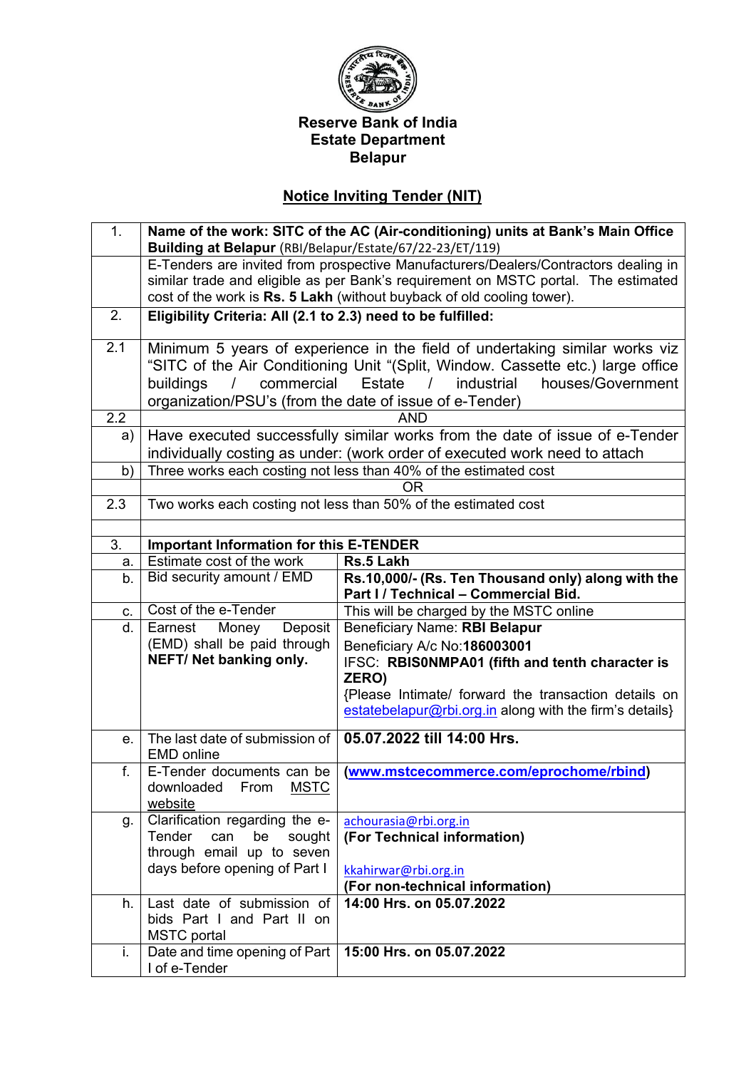**Reserve Bank of India**
**Estate Department**
**Belapur**

## Notice Inviting Tender (NIT)

| | | |
|---|---|---|
| 1. | **Name of the work: SITC of the AC (Air-conditioning) units at Bank's Main Office Building at Belapur** (RBI/Belapur/Estate/67/22-23/ET/119) | |
| | E-Tenders are invited from prospective Manufacturers/Dealers/Contractors dealing in similar trade and eligible as per Bank's requirement on MSTC portal. The estimated cost of the work is **Rs. 5 Lakh** (without buyback of old cooling tower). | |
| 2. | **Eligibility Criteria: All (2.1 to 2.3) need to be fulfilled:** | |
| 2.1 | Minimum 5 years of experience in the field of undertaking similar works viz "SITC of the Air Conditioning Unit "(Split, Window. Cassette etc.) large office buildings / commercial Estate / industrial houses/Government organization/PSU's (from the date of issue of e-Tender) | |
| 2.2 | AND | |
| a) | Have executed successfully similar works from the date of issue of e-Tender individually costing as under: (work order of executed work need to attach | |
| b) | Three works each costing not less than 40% of the estimated cost | |
| | OR | |
| 2.3 | Two works each costing not less than 50% of the estimated cost | |
| | | |
| 3. | **Important Information for this E-TENDER** | |
| a. | Estimate cost of the work | **Rs.5 Lakh** |
| b. | Bid security amount / EMD | **Rs.10,000/- (Rs. Ten Thousand only) along with the Part I / Technical – Commercial Bid.** |
| c. | Cost of the e-Tender | This will be charged by the MSTC online |
| d. | Earnest Money Deposit (EMD) shall be paid through **NEFT/ Net banking only.** | Beneficiary Name: **RBI Belapur**<br>Beneficiary A/c No:**186003001**<br>IFSC: **RBIS0NMPA01 (fifth and tenth character is ZERO)**<br>{Please Intimate/ forward the transaction details on estatebelapur@rbi.org.in along with the firm's details} |
| e. | The last date of submission of EMD online | **05.07.2022 till 14:00 Hrs.** |
| f. | E-Tender documents can be downloaded From MSTC website | **(www.mstcecommerce.com/eprochome/rbind)** |
| g. | Clarification regarding the e-Tender can be sought through email up to seven days before opening of Part I | achourasia@rbi.org.in<br>**(For Technical information)**<br><br>kkahirwar@rbi.org.in<br>**(For non-technical information)** |
| h. | Last date of submission of bids Part I and Part II on MSTC portal | **14:00 Hrs. on 05.07.2022** |
| i. | Date and time opening of Part I of e-Tender | **15:00 Hrs. on 05.07.2022** |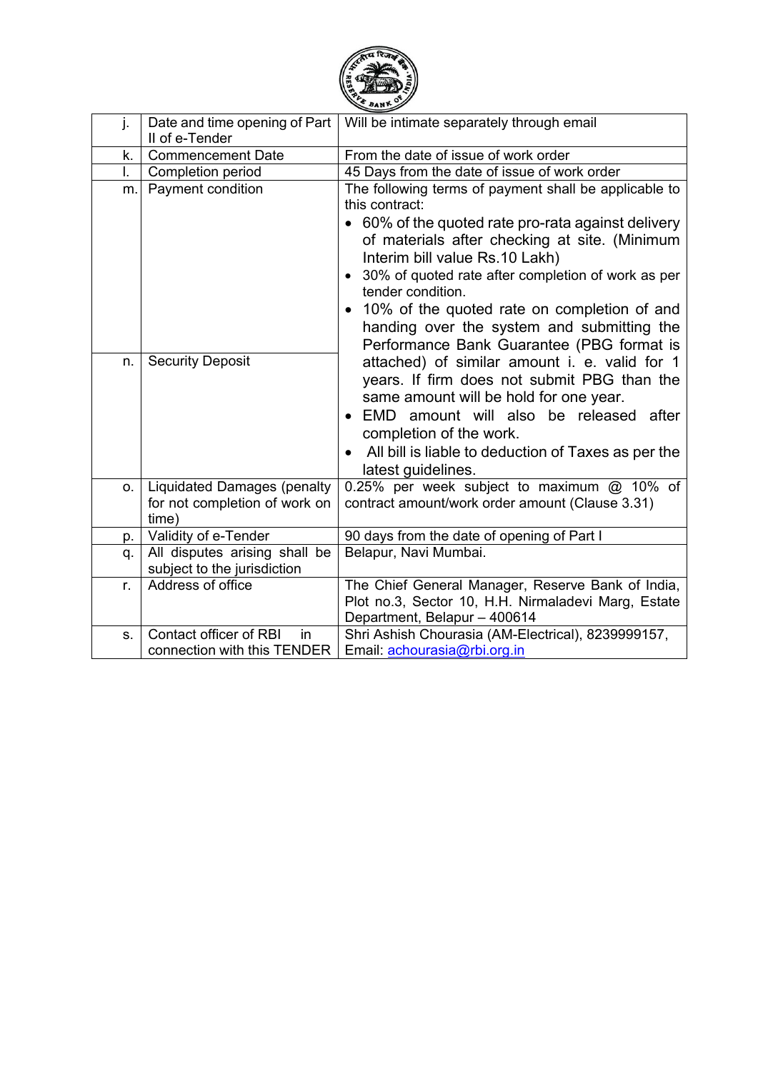| | | |
|---|---|---|
| j. | Date and time opening of Part II of e-Tender | Will be intimate separately through email |
| k. | Commencement Date | From the date of issue of work order |
| l. | Completion period | 45 Days from the date of issue of work order |
| m. | Payment condition | The following terms of payment shall be applicable to this contract:<br>• 60% of the quoted rate pro-rata against delivery of materials after checking at site. (Minimum Interim bill value Rs.10 Lakh)<br>• 30% of quoted rate after completion of work as per tender condition.<br>• 10% of the quoted rate on completion of and handing over the system and submitting the Performance Bank Guarantee (PBG format is attached) of similar amount i. e. valid for 1 years. If firm does not submit PBG than the same amount will be hold for one year.<br>• EMD amount will also be released after completion of the work.<br>• All bill is liable to deduction of Taxes as per the latest guidelines. |
| n. | Security Deposit | |
| o. | Liquidated Damages (penalty for not completion of work on time) | 0.25% per week subject to maximum @ 10% of contract amount/work order amount (Clause 3.31) |
| p. | Validity of e-Tender | 90 days from the date of opening of Part I |
| q. | All disputes arising shall be subject to the jurisdiction | Belapur, Navi Mumbai. |
| r. | Address of office | The Chief General Manager, Reserve Bank of India, Plot no.3, Sector 10, H.H. Nirmaladevi Marg, Estate Department, Belapur – 400614 |
| s. | Contact officer of RBI in connection with this TENDER | Shri Ashish Chourasia (AM-Electrical), 8239999157, Email: achourasia@rbi.org.in |